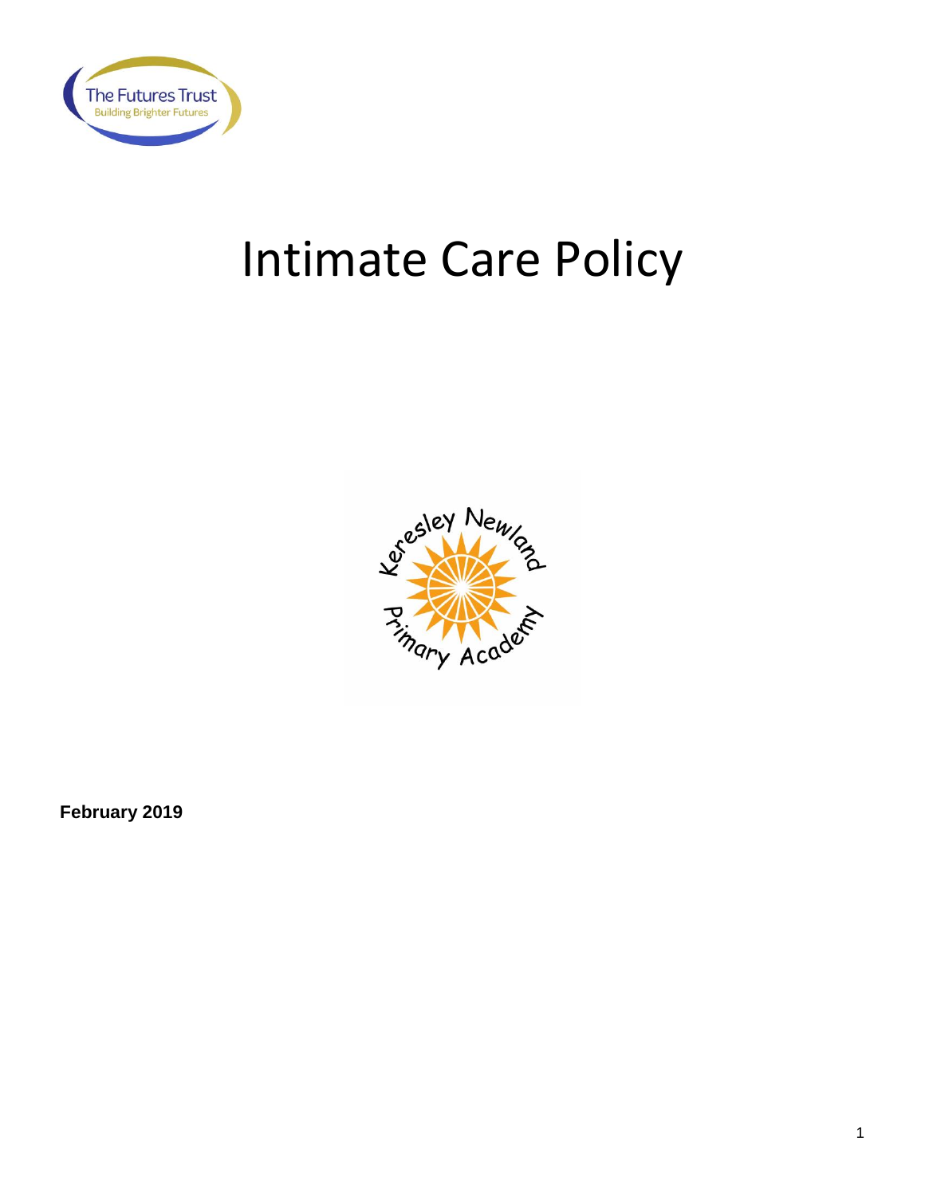The Futures Trust
Building Brighter Futures

# Intimate Care Policy

Keresley Newland Primary Academy

**February 2019**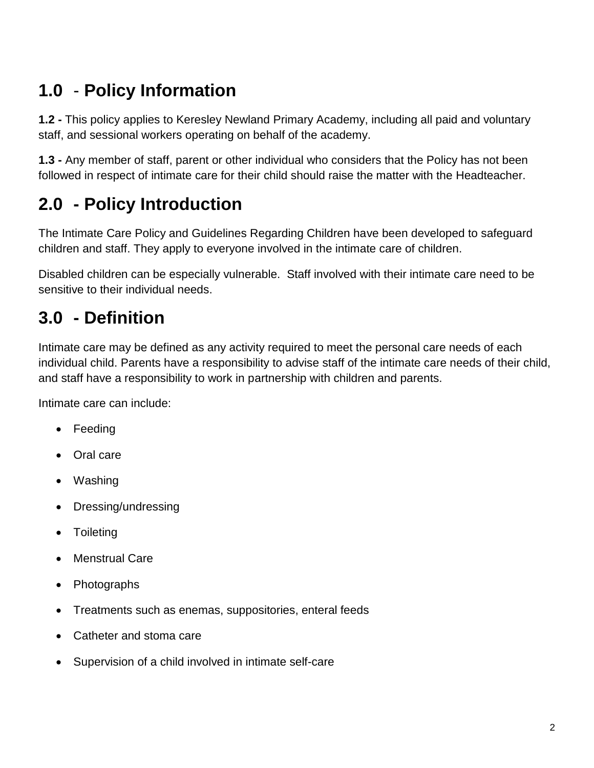## 1.0 - Policy Information

**1.2 -** This policy applies to Keresley Newland Primary Academy, including all paid and voluntary staff, and sessional workers operating on behalf of the academy.

**1.3 -** Any member of staff, parent or other individual who considers that the Policy has not been followed in respect of intimate care for their child should raise the matter with the Headteacher.

## 2.0 - Policy Introduction

The Intimate Care Policy and Guidelines Regarding Children have been developed to safeguard children and staff. They apply to everyone involved in the intimate care of children.

Disabled children can be especially vulnerable. Staff involved with their intimate care need to be sensitive to their individual needs.

## 3.0 - Definition

Intimate care may be defined as any activity required to meet the personal care needs of each individual child. Parents have a responsibility to advise staff of the intimate care needs of their child, and staff have a responsibility to work in partnership with children and parents.

Intimate care can include:

- Feeding
- Oral care
- Washing
- Dressing/undressing
- Toileting
- Menstrual Care
- Photographs
- Treatments such as enemas, suppositories, enteral feeds
- Catheter and stoma care
- Supervision of a child involved in intimate self-care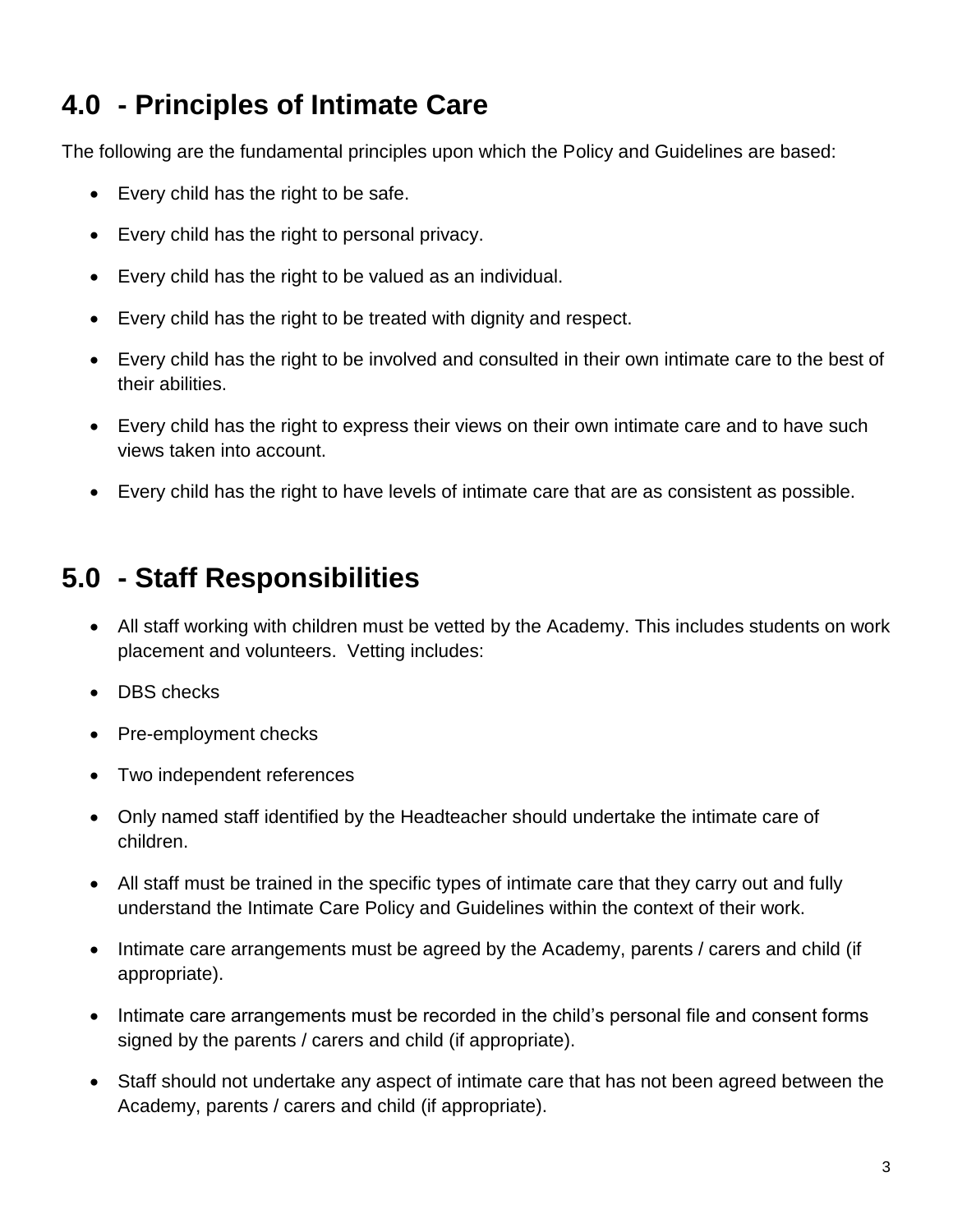## 4.0 - Principles of Intimate Care

The following are the fundamental principles upon which the Policy and Guidelines are based:

- Every child has the right to be safe.
- Every child has the right to personal privacy.
- Every child has the right to be valued as an individual.
- Every child has the right to be treated with dignity and respect.
- Every child has the right to be involved and consulted in their own intimate care to the best of their abilities.
- Every child has the right to express their views on their own intimate care and to have such views taken into account.
- Every child has the right to have levels of intimate care that are as consistent as possible.

## 5.0 - Staff Responsibilities

- All staff working with children must be vetted by the Academy. This includes students on work placement and volunteers. Vetting includes:
- DBS checks
- Pre-employment checks
- Two independent references
- Only named staff identified by the Headteacher should undertake the intimate care of children.
- All staff must be trained in the specific types of intimate care that they carry out and fully understand the Intimate Care Policy and Guidelines within the context of their work.
- Intimate care arrangements must be agreed by the Academy, parents / carers and child (if appropriate).
- Intimate care arrangements must be recorded in the child's personal file and consent forms signed by the parents / carers and child (if appropriate).
- Staff should not undertake any aspect of intimate care that has not been agreed between the Academy, parents / carers and child (if appropriate).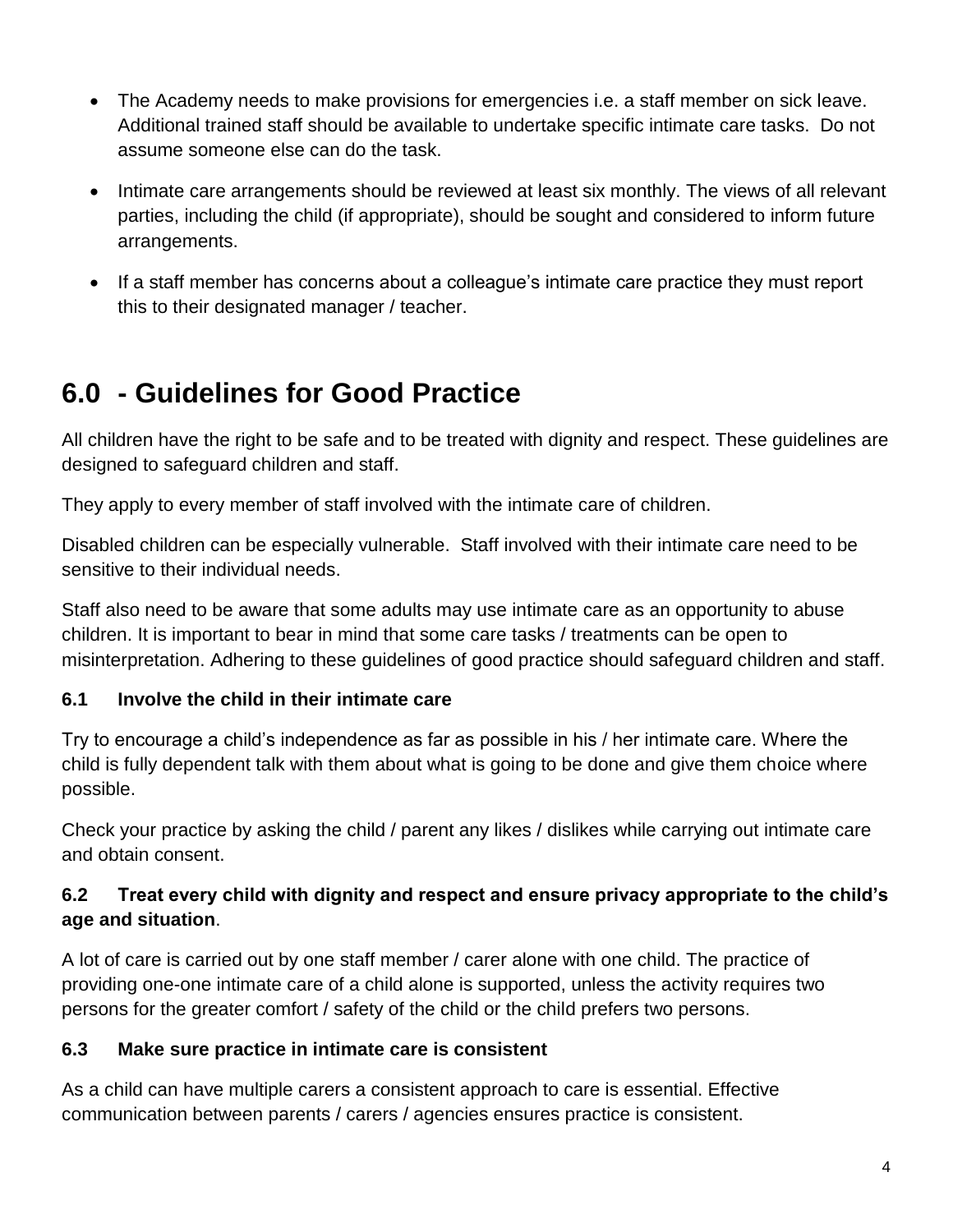- The Academy needs to make provisions for emergencies i.e. a staff member on sick leave. Additional trained staff should be available to undertake specific intimate care tasks. Do not assume someone else can do the task.
- Intimate care arrangements should be reviewed at least six monthly. The views of all relevant parties, including the child (if appropriate), should be sought and considered to inform future arrangements.
- If a staff member has concerns about a colleague's intimate care practice they must report this to their designated manager / teacher.

# 6.0 - Guidelines for Good Practice

All children have the right to be safe and to be treated with dignity and respect. These guidelines are designed to safeguard children and staff.

They apply to every member of staff involved with the intimate care of children.

Disabled children can be especially vulnerable. Staff involved with their intimate care need to be sensitive to their individual needs.

Staff also need to be aware that some adults may use intimate care as an opportunity to abuse children. It is important to bear in mind that some care tasks / treatments can be open to misinterpretation. Adhering to these guidelines of good practice should safeguard children and staff.

### 6.1 Involve the child in their intimate care

Try to encourage a child's independence as far as possible in his / her intimate care. Where the child is fully dependent talk with them about what is going to be done and give them choice where possible.

Check your practice by asking the child / parent any likes / dislikes while carrying out intimate care and obtain consent.

### 6.2 Treat every child with dignity and respect and ensure privacy appropriate to the child's age and situation.

A lot of care is carried out by one staff member / carer alone with one child. The practice of providing one-one intimate care of a child alone is supported, unless the activity requires two persons for the greater comfort / safety of the child or the child prefers two persons.

### 6.3 Make sure practice in intimate care is consistent

As a child can have multiple carers a consistent approach to care is essential. Effective communication between parents / carers / agencies ensures practice is consistent.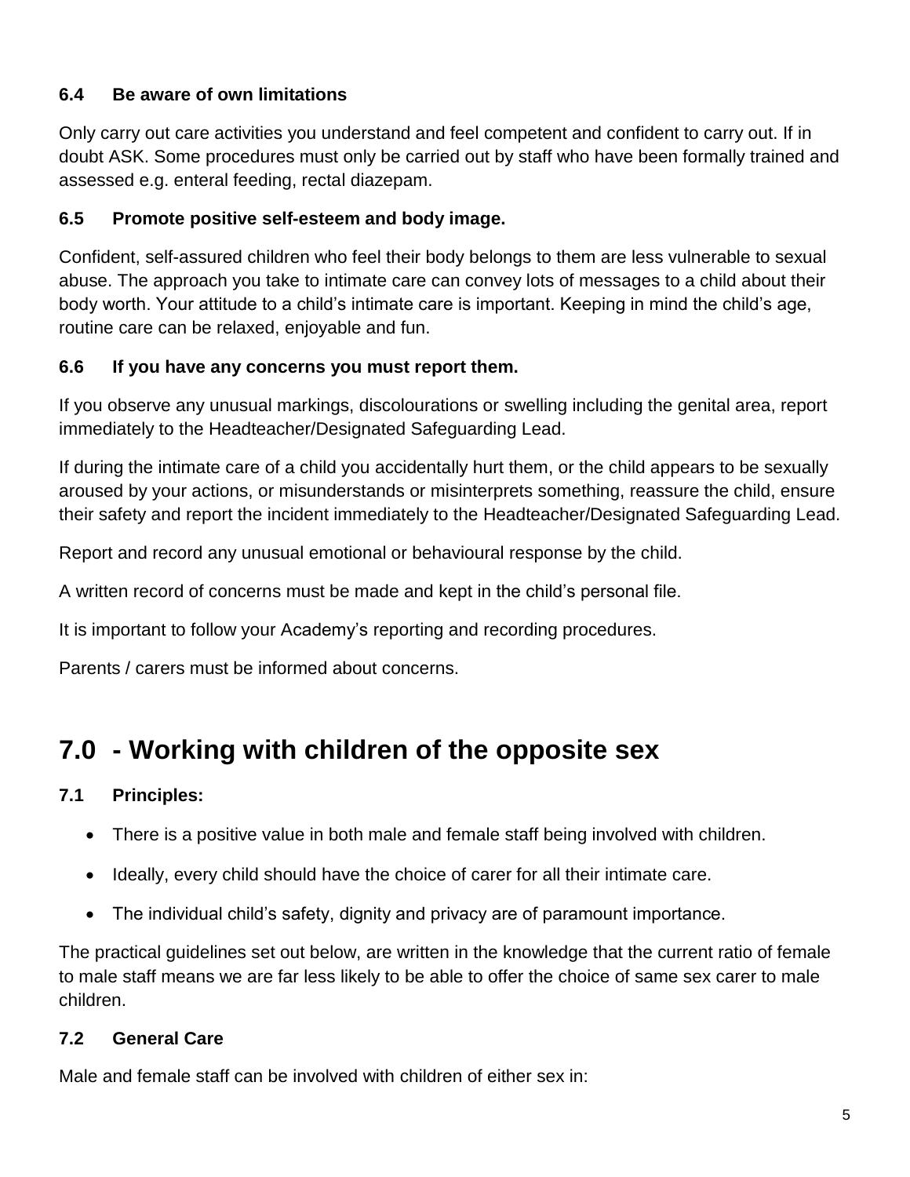### 6.4 Be aware of own limitations

Only carry out care activities you understand and feel competent and confident to carry out. If in doubt ASK. Some procedures must only be carried out by staff who have been formally trained and assessed e.g. enteral feeding, rectal diazepam.

### 6.5 Promote positive self-esteem and body image.

Confident, self-assured children who feel their body belongs to them are less vulnerable to sexual abuse. The approach you take to intimate care can convey lots of messages to a child about their body worth. Your attitude to a child's intimate care is important. Keeping in mind the child's age, routine care can be relaxed, enjoyable and fun.

### 6.6 If you have any concerns you must report them.

If you observe any unusual markings, discolourations or swelling including the genital area, report immediately to the Headteacher/Designated Safeguarding Lead.

If during the intimate care of a child you accidentally hurt them, or the child appears to be sexually aroused by your actions, or misunderstands or misinterprets something, reassure the child, ensure their safety and report the incident immediately to the Headteacher/Designated Safeguarding Lead.

Report and record any unusual emotional or behavioural response by the child.

A written record of concerns must be made and kept in the child's personal file.

It is important to follow your Academy's reporting and recording procedures.

Parents / carers must be informed about concerns.

## 7.0 - Working with children of the opposite sex

### 7.1 Principles:

- There is a positive value in both male and female staff being involved with children.
- Ideally, every child should have the choice of carer for all their intimate care.
- The individual child's safety, dignity and privacy are of paramount importance.

The practical guidelines set out below, are written in the knowledge that the current ratio of female to male staff means we are far less likely to be able to offer the choice of same sex carer to male children.

### 7.2 General Care

Male and female staff can be involved with children of either sex in: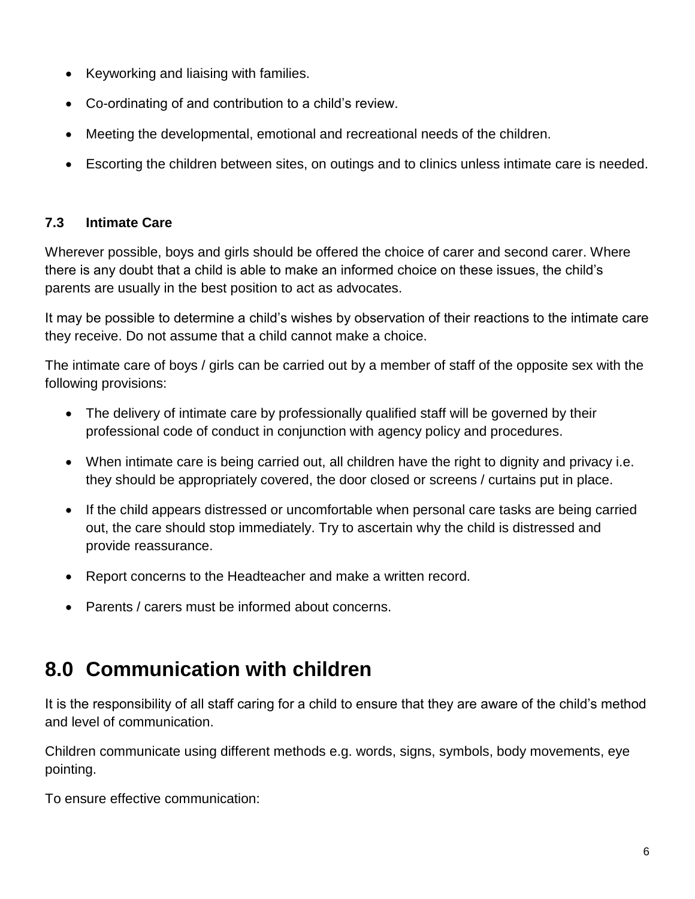- Keyworking and liaising with families.
- Co-ordinating of and contribution to a child's review.
- Meeting the developmental, emotional and recreational needs of the children.
- Escorting the children between sites, on outings and to clinics unless intimate care is needed.

### 7.3 Intimate Care

Wherever possible, boys and girls should be offered the choice of carer and second carer. Where there is any doubt that a child is able to make an informed choice on these issues, the child's parents are usually in the best position to act as advocates.

It may be possible to determine a child's wishes by observation of their reactions to the intimate care they receive. Do not assume that a child cannot make a choice.

The intimate care of boys / girls can be carried out by a member of staff of the opposite sex with the following provisions:

- The delivery of intimate care by professionally qualified staff will be governed by their professional code of conduct in conjunction with agency policy and procedures.
- When intimate care is being carried out, all children have the right to dignity and privacy i.e. they should be appropriately covered, the door closed or screens / curtains put in place.
- If the child appears distressed or uncomfortable when personal care tasks are being carried out, the care should stop immediately. Try to ascertain why the child is distressed and provide reassurance.
- Report concerns to the Headteacher and make a written record.
- Parents / carers must be informed about concerns.

## 8.0 Communication with children

It is the responsibility of all staff caring for a child to ensure that they are aware of the child's method and level of communication.

Children communicate using different methods e.g. words, signs, symbols, body movements, eye pointing.

To ensure effective communication: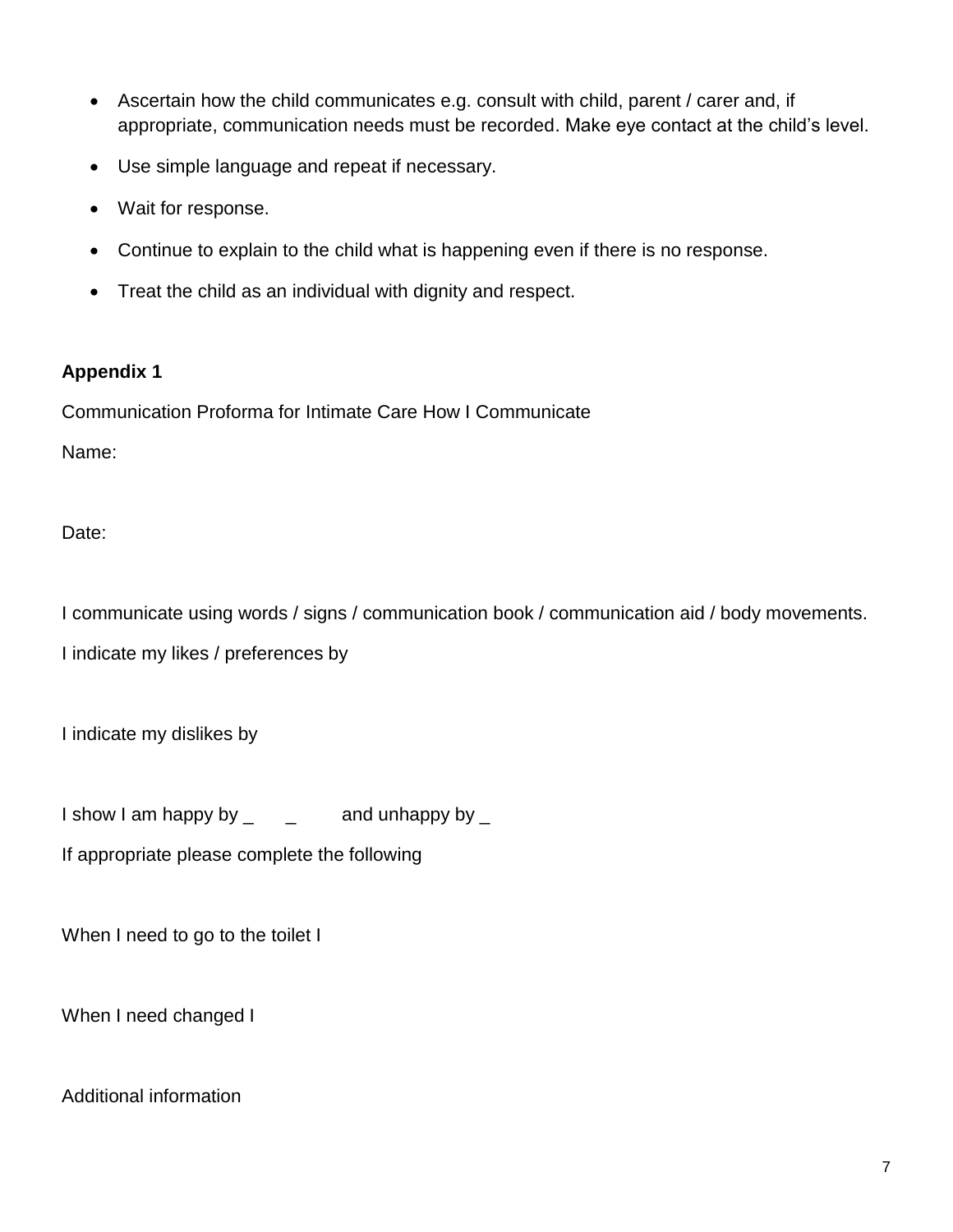- Ascertain how the child communicates e.g. consult with child, parent / carer and, if appropriate, communication needs must be recorded. Make eye contact at the child's level.
- Use simple language and repeat if necessary.
- Wait for response.
- Continue to explain to the child what is happening even if there is no response.
- Treat the child as an individual with dignity and respect.

**Appendix 1**

Communication Proforma for Intimate Care How I Communicate

Name:

Date:

I communicate using words / signs / communication book / communication aid / body movements.

I indicate my likes / preferences by

I indicate my dislikes by

I show I am happy by _ _ and unhappy by _

If appropriate please complete the following

When I need to go to the toilet I

When I need changed I

Additional information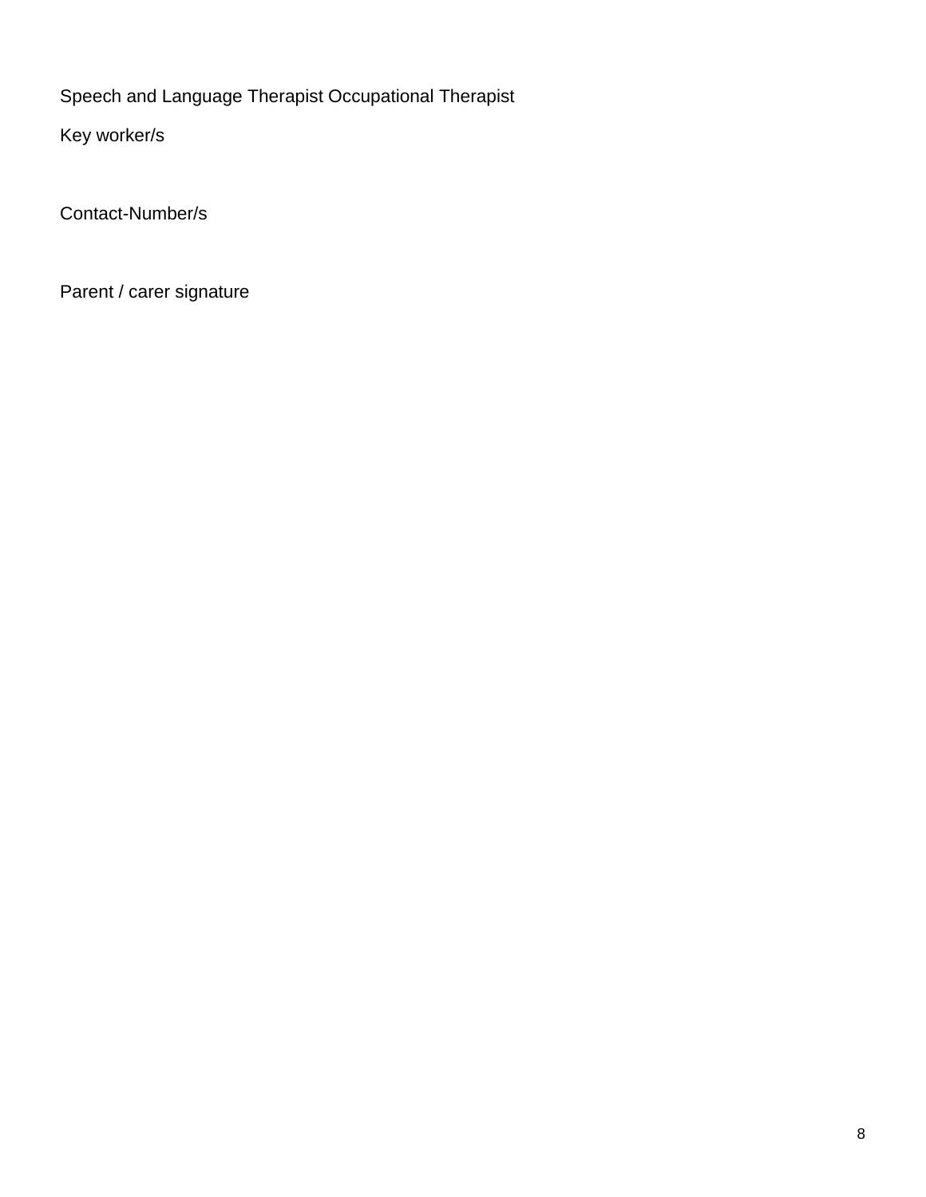Speech and Language Therapist Occupational Therapist

Key worker/s

Contact-Number/s

Parent / carer signature